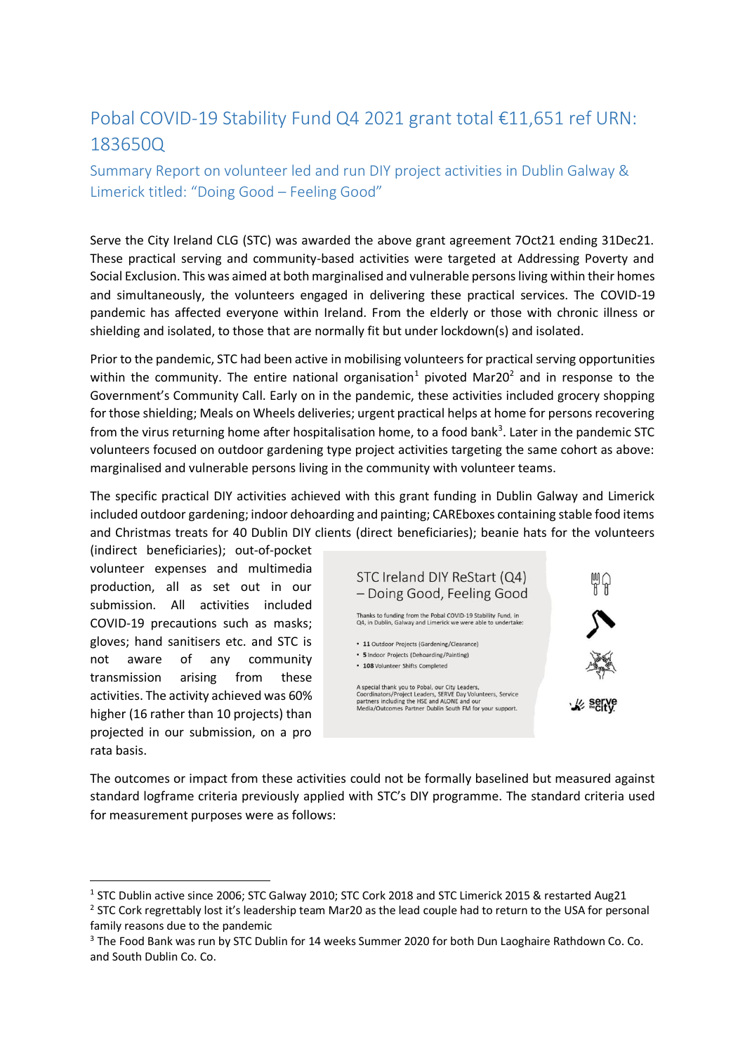# Pobal COVID-19 Stability Fund Q4 2021 grant total €11,651 ref URN: 183650Q

## Summary Report on volunteer led and run DIY project activities in Dublin Galway & Limerick titled: "Doing Good – Feeling Good"

Serve the City Ireland CLG (STC) was awarded the above grant agreement 7Oct21 ending 31Dec21. These practical serving and community-based activities were targeted at Addressing Poverty and Social Exclusion. This was aimed at both marginalised and vulnerable persons living within their homes and simultaneously, the volunteers engaged in delivering these practical services. The COVID-19 pandemic has affected everyone within Ireland. From the elderly or those with chronic illness or shielding and isolated, to those that are normally fit but under lockdown(s) and isolated.

Prior to the pandemic, STC had been active in mobilising volunteers for practical serving opportunities within the community. The entire national organisation[1] pivoted Mar20[2] and in response to the Government's Community Call. Early on in the pandemic, these activities included grocery shopping for those shielding; Meals on Wheels deliveries; urgent practical helps at home for persons recovering from the virus returning home after hospitalisation home, to a food bank[3]. Later in the pandemic STC volunteers focused on outdoor gardening type project activities targeting the same cohort as above: marginalised and vulnerable persons living in the community with volunteer teams.

The specific practical DIY activities achieved with this grant funding in Dublin Galway and Limerick included outdoor gardening; indoor dehoarding and painting; CAREboxes containing stable food items and Christmas treats for 40 Dublin DIY clients (direct beneficiaries); beanie hats for the volunteers (indirect beneficiaries); out-of-pocket volunteer expenses and multimedia production, all as set out in our submission. All activities included COVID-19 precautions such as masks; gloves; hand sanitisers etc. and STC is not aware of any community transmission arising from these activities. The activity achieved was 60% higher (16 rather than 10 projects) than projected in our submission, on a pro rata basis.

> **STC Ireland DIY ReStart (Q4) – Doing Good, Feeling Good**
>
> Thanks to funding from the Pobal COVID-19 Stability Fund, in Q4, in Dublin, Galway and Limerick we were able to undertake:
>
> - **11** Outdoor Projects (Gardening/Clearance)
> - **5** Indoor Projects (Dehoarding/Painting)
> - **108** Volunteer Shifts Completed
>
> A special thank you to Pobal, our City Leaders, Coordinators/Project Leaders, SERVE Day Volunteers, Service partners including the HSE and ALONE and our Media/Outcomes Partner Dublin South FM for your support.

The outcomes or impact from these activities could not be formally baselined but measured against standard logframe criteria previously applied with STC's DIY programme. The standard criteria used for measurement purposes were as follows:

---

[1] STC Dublin active since 2006; STC Galway 2010; STC Cork 2018 and STC Limerick 2015 & restarted Aug21

[2] STC Cork regrettably lost it's leadership team Mar20 as the lead couple had to return to the USA for personal family reasons due to the pandemic

[3] The Food Bank was run by STC Dublin for 14 weeks Summer 2020 for both Dun Laoghaire Rathdown Co. Co. and South Dublin Co. Co.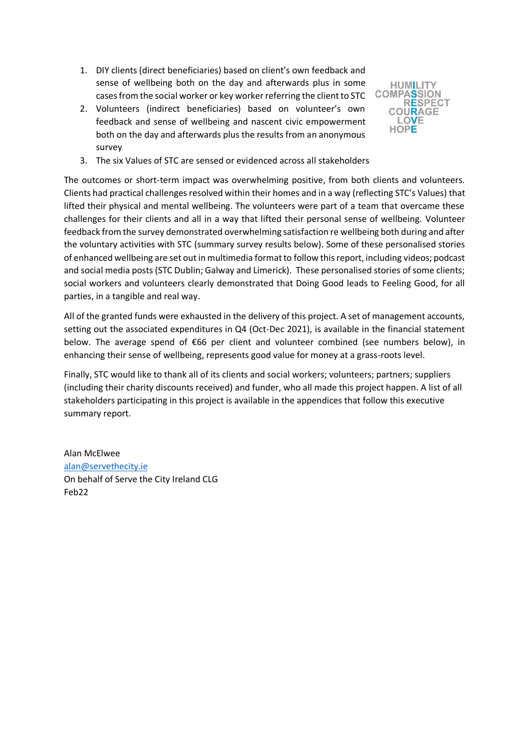1. DIY clients (direct beneficiaries) based on client's own feedback and sense of wellbeing both on the day and afterwards plus in some cases from the social worker or key worker referring the client to STC
2. Volunteers (indirect beneficiaries) based on volunteer's own feedback and sense of wellbeing and nascent civic empowerment both on the day and afterwards plus the results from an anonymous survey
3. The six Values of STC are sensed or evidenced across all stakeholders

HUMILITY
COMPASSION
RESPECT
COURAGE
LOVE
HOPE

The outcomes or short-term impact was overwhelming positive, from both clients and volunteers. Clients had practical challenges resolved within their homes and in a way (reflecting STC's Values) that lifted their physical and mental wellbeing. The volunteers were part of a team that overcame these challenges for their clients and all in a way that lifted their personal sense of wellbeing. Volunteer feedback from the survey demonstrated overwhelming satisfaction re wellbeing both during and after the voluntary activities with STC (summary survey results below). Some of these personalised stories of enhanced wellbeing are set out in multimedia format to follow this report, including videos; podcast and social media posts (STC Dublin; Galway and Limerick). These personalised stories of some clients; social workers and volunteers clearly demonstrated that Doing Good leads to Feeling Good, for all parties, in a tangible and real way.

All of the granted funds were exhausted in the delivery of this project. A set of management accounts, setting out the associated expenditures in Q4 (Oct-Dec 2021), is available in the financial statement below. The average spend of €66 per client and volunteer combined (see numbers below), in enhancing their sense of wellbeing, represents good value for money at a grass-roots level.

Finally, STC would like to thank all of its clients and social workers; volunteers; partners; suppliers (including their charity discounts received) and funder, who all made this project happen. A list of all stakeholders participating in this project is available in the appendices that follow this executive summary report.

Alan McElwee
alan@servethecity.ie
On behalf of Serve the City Ireland CLG
Feb22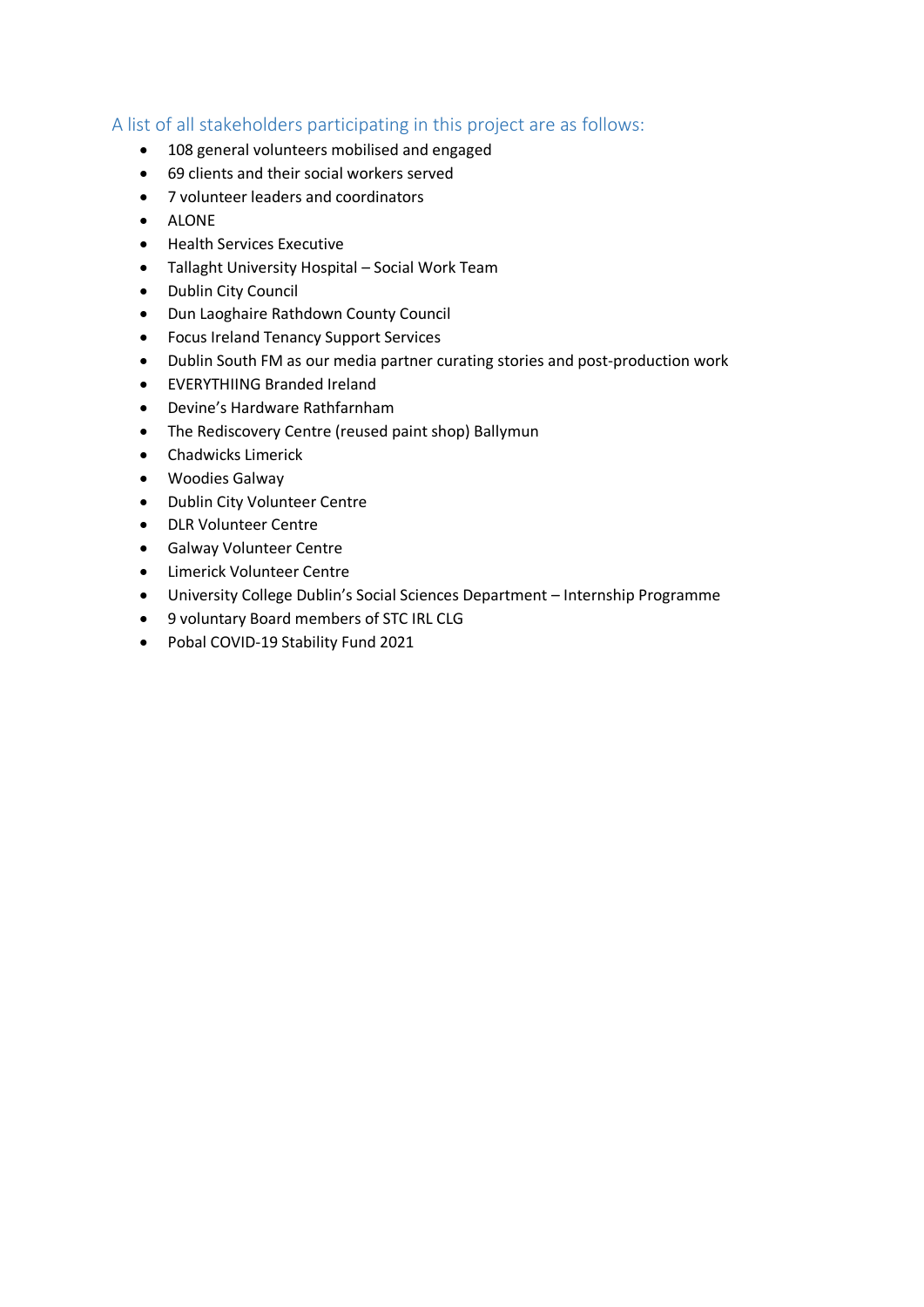## A list of all stakeholders participating in this project are as follows:

- 108 general volunteers mobilised and engaged
- 69 clients and their social workers served
- 7 volunteer leaders and coordinators
- ALONE
- Health Services Executive
- Tallaght University Hospital – Social Work Team
- Dublin City Council
- Dun Laoghaire Rathdown County Council
- Focus Ireland Tenancy Support Services
- Dublin South FM as our media partner curating stories and post-production work
- EVERYTHIING Branded Ireland
- Devine's Hardware Rathfarnham
- The Rediscovery Centre (reused paint shop) Ballymun
- Chadwicks Limerick
- Woodies Galway
- Dublin City Volunteer Centre
- DLR Volunteer Centre
- Galway Volunteer Centre
- Limerick Volunteer Centre
- University College Dublin's Social Sciences Department – Internship Programme
- 9 voluntary Board members of STC IRL CLG
- Pobal COVID-19 Stability Fund 2021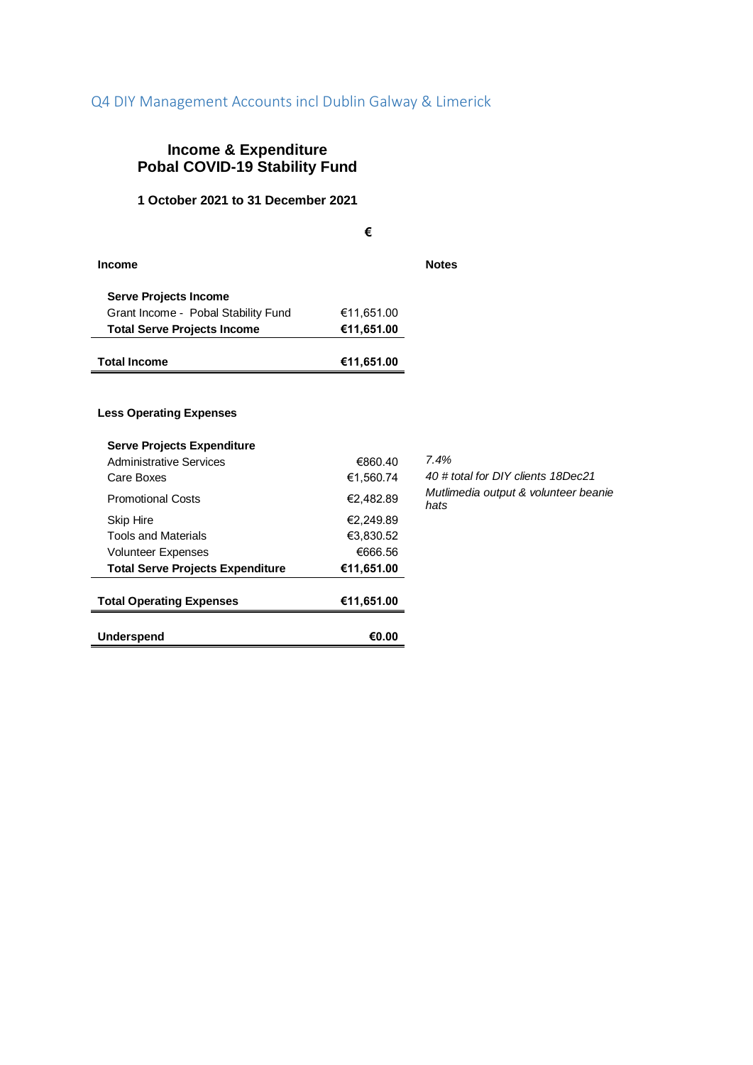## Q4 DIY Management Accounts incl Dublin Galway & Limerick

### Income & Expenditure
### Pobal COVID-19 Stability Fund

**1 October 2021 to 31 December 2021**

| | **€** | **Notes** |
|---|---|---|
| **Income** | | |
| **Serve Projects Income** | | |
| Grant Income - Pobal Stability Fund | €11,651.00 | |
| **Total Serve Projects Income** | **€11,651.00** | |
| **Total Income** | **€11,651.00** | |
| **Less Operating Expenses** | | |
| **Serve Projects Expenditure** | | |
| Administrative Services | €860.40 | *7.4%* |
| Care Boxes | €1,560.74 | *40 # total for DIY clients 18Dec21* |
| Promotional Costs | €2,482.89 | *Mutlimedia output & volunteer beanie hats* |
| Skip Hire | €2,249.89 | |
| Tools and Materials | €3,830.52 | |
| Volunteer Expenses | €666.56 | |
| **Total Serve Projects Expenditure** | **€11,651.00** | |
| **Total Operating Expenses** | **€11,651.00** | |
| **Underspend** | **€0.00** | |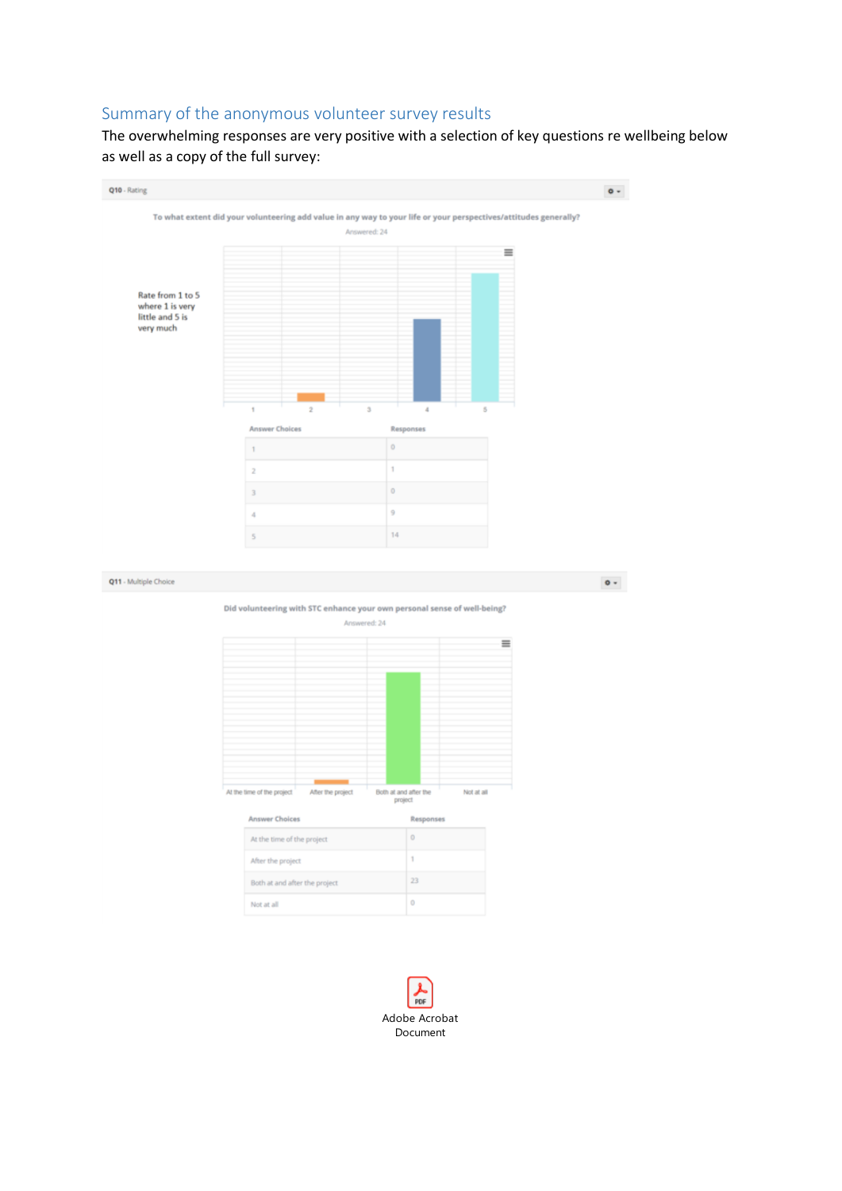## Summary of the anonymous volunteer survey results

The overwhelming responses are very positive with a selection of key questions re wellbeing below as well as a copy of the full survey:

**Q10** - Rating

**To what extent did your volunteering add value in any way to your life or your perspectives/attitudes generally?**

Answered: 24

Rate from 1 to 5 where 1 is very little and 5 is very much

| Answer Choices | Responses |
| --- | --- |
| 1 | 0 |
| 2 | 1 |
| 3 | 0 |
| 4 | 9 |
| 5 | 14 |

**Q11** - Multiple Choice

**Did volunteering with STC enhance your own personal sense of well-being?**

Answered: 24

| Answer Choices | Responses |
| --- | --- |
| At the time of the project | 0 |
| After the project | 1 |
| Both at and after the project | 23 |
| Not at all | 0 |

Adobe Acrobat Document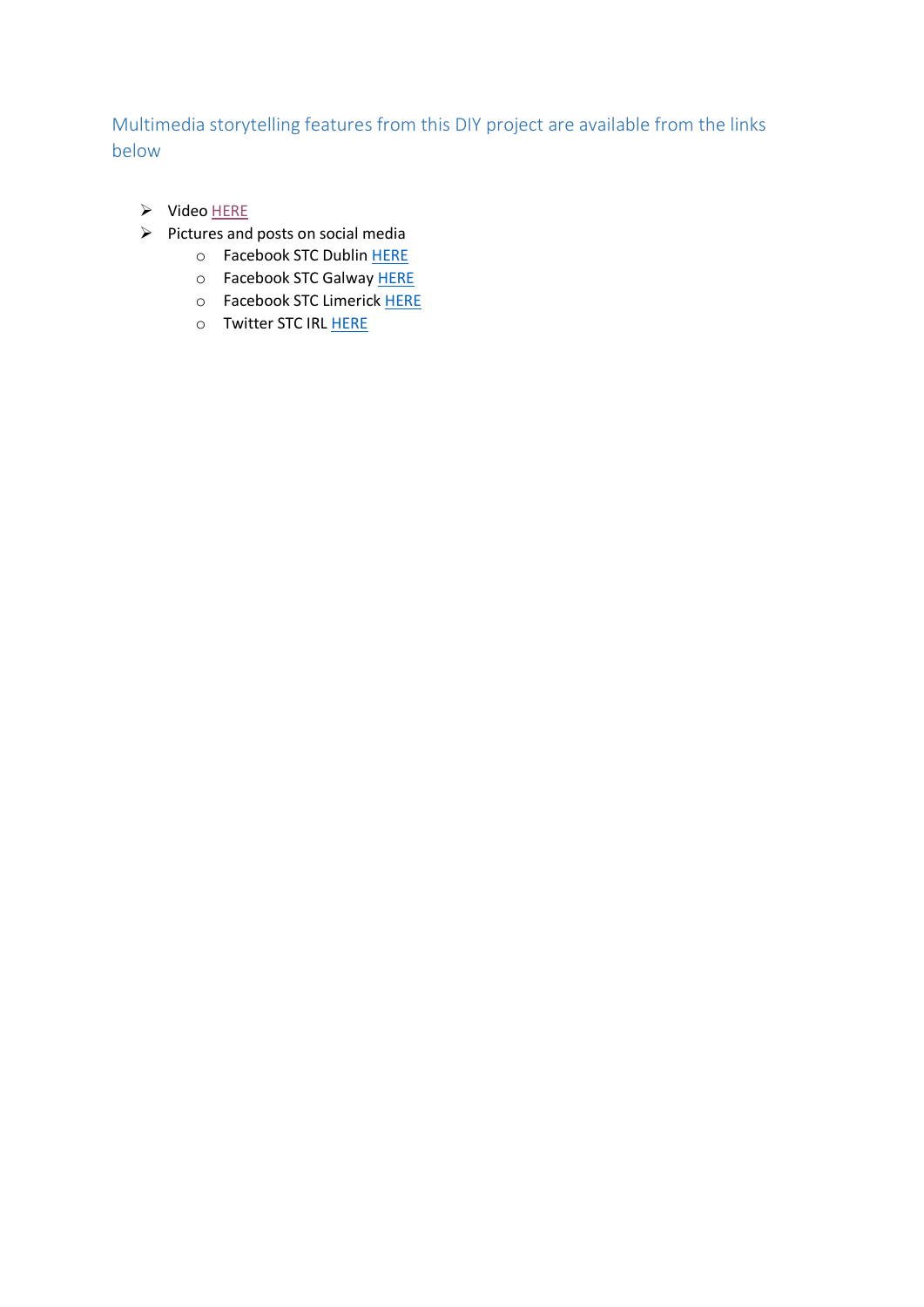## Multimedia storytelling features from this DIY project are available from the links below

- Video HERE
- Pictures and posts on social media
  - Facebook STC Dublin HERE
  - Facebook STC Galway HERE
  - Facebook STC Limerick HERE
  - Twitter STC IRL HERE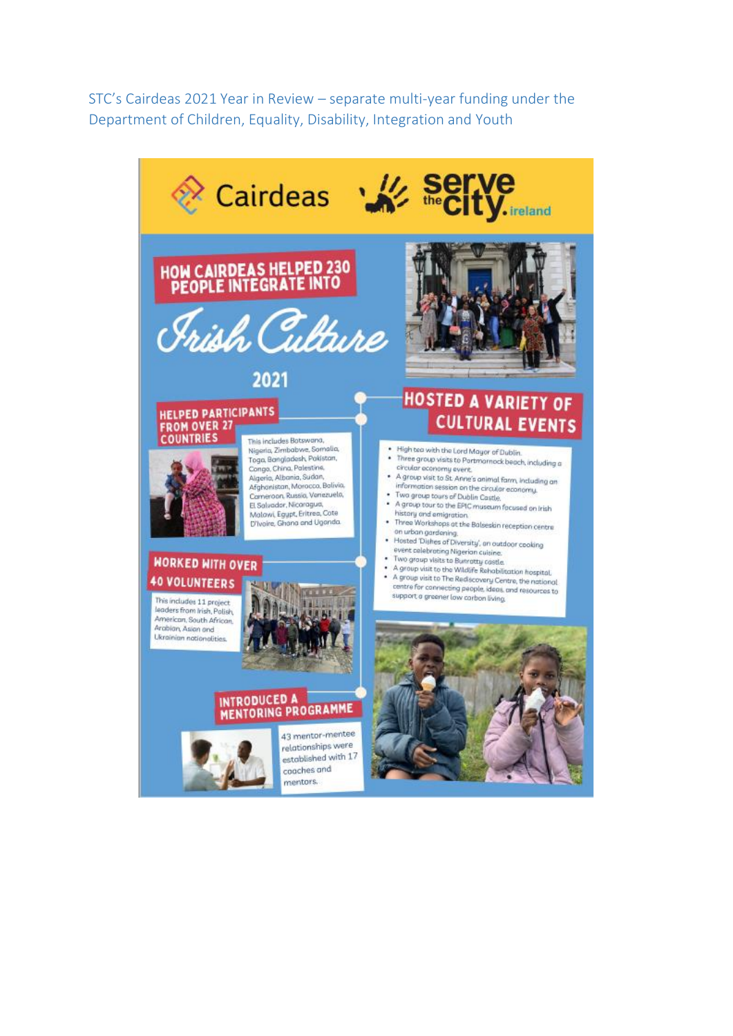STC's Cairdeas 2021 Year in Review – separate multi-year funding under the Department of Children, Equality, Disability, Integration and Youth

Cairdeas

serve the city. ireland

# HOW CAIRDEAS HELPED 230 PEOPLE INTEGRATE INTO Irish Culture

2021

## HELPED PARTICIPANTS FROM OVER 27 COUNTRIES

This includes Botswana, Nigeria, Zimbabwe, Somalia, Togo, Bangladesh, Pakistan, Congo, China, Palestine, Algeria, Albania, Sudan, Afghanistan, Morocco, Bolivia, Cameroon, Russia, Venezuela, El Salvador, Nicaragua, Malawi, Egypt, Eritrea, Cote D'Ivoire, Ghana and Uganda.

## WORKED WITH OVER 40 VOLUNTEERS

This includes 11 project leaders from Irish, Polish, American, South African, Arabian, Asian and Ukrainian nationalities.

## INTRODUCED A MENTORING PROGRAMME

43 mentor-mentee relationships were established with 17 coaches and mentors.

## HOSTED A VARIETY OF CULTURAL EVENTS

- High tea with the Lord Mayor of Dublin.
- Three group visits to Portmarnock beach, including a circular economy event.
- A group visit to St. Anne's animal farm, including an information session on the circular economy.
- Two group tours of Dublin Castle.
- A group tour to the EPIC museum focused on Irish history and emigration.
- Three Workshops at the Balseskin reception centre on urban gardening.
- Hosted 'Dishes of Diversity', an outdoor cooking event celebrating Nigerian cuisine.
- Two group visits to Bunratty castle.
- A group visit to the Wildlife Rehabilitation hospital.
- A group visit to The Rediscovery Centre, the national centre for connecting people, ideas, and resources to support a greener low carbon living.